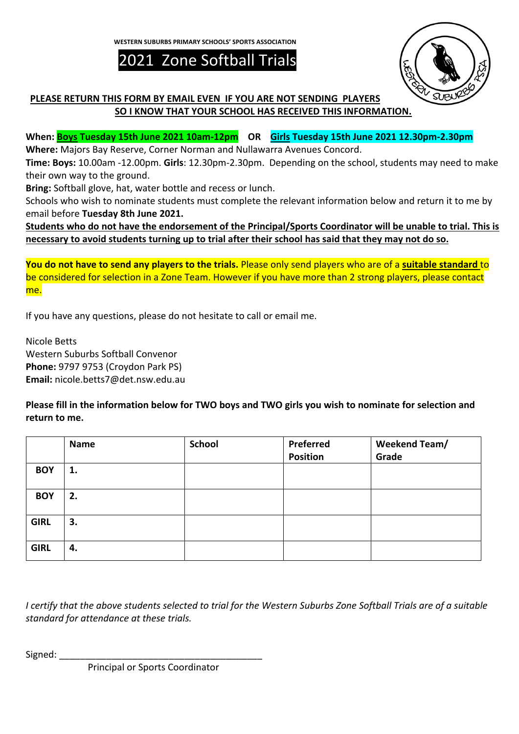WESTERN SUBURBS PRIMARY SCHOOLS' SPORTS ASSOCIATION

# 2021 Zone Softball Trials

**PLEASE RETURN THIS FORM BY EMAIL EVEN IF YOU ARE NOT SENDING PLAYERS SO I KNOW THAT YOUR SCHOOL HAS RECEIVED THIS INFORMATION.**

**When: Boys Tuesday 15th June 2021 10am-12pm OR Girls Tuesday 15th June 2021 12.30pm-2.30pm**

**Where:** Majors Bay Reserve, Corner Norman and Nullawarra Avenues Concord.

**Time: Boys:** 10.00am -12.00pm. **Girls**: 12.30pm-2.30pm. Depending on the school, students may need to make their own way to the ground.

**Bring:** Softball glove, hat, water bottle and recess or lunch.

Schools who wish to nominate students must complete the relevant information below and return it to me by email before **Tuesday 8th June 2021.**

**Students who do not have the endorsement of the Principal/Sports Coordinator will be unable to trial. This is necessary to avoid students turning up to trial after their school has said that they may not do so.**

**You do not have to send any players to the trials.** Please only send players who are of a **suitable standard** to be considered for selection in a Zone Team. However if you have more than 2 strong players, please contact me.

If you have any questions, please do not hesitate to call or email me.

Nicole Betts
Western Suburbs Softball Convenor
**Phone:** 9797 9753 (Croydon Park PS)
**Email:** nicole.betts7@det.nsw.edu.au

**Please fill in the information below for TWO boys and TWO girls you wish to nominate for selection and return to me.**

| | Name | School | Preferred Position | Weekend Team/ Grade |
|---|---|---|---|---|
| **BOY** | **1.** | | | |
| **BOY** | **2.** | | | |
| **GIRL** | **3.** | | | |
| **GIRL** | **4.** | | | |

*I certify that the above students selected to trial for the Western Suburbs Zone Softball Trials are of a suitable standard for attendance at these trials.*

Signed: ________________________________________
Principal or Sports Coordinator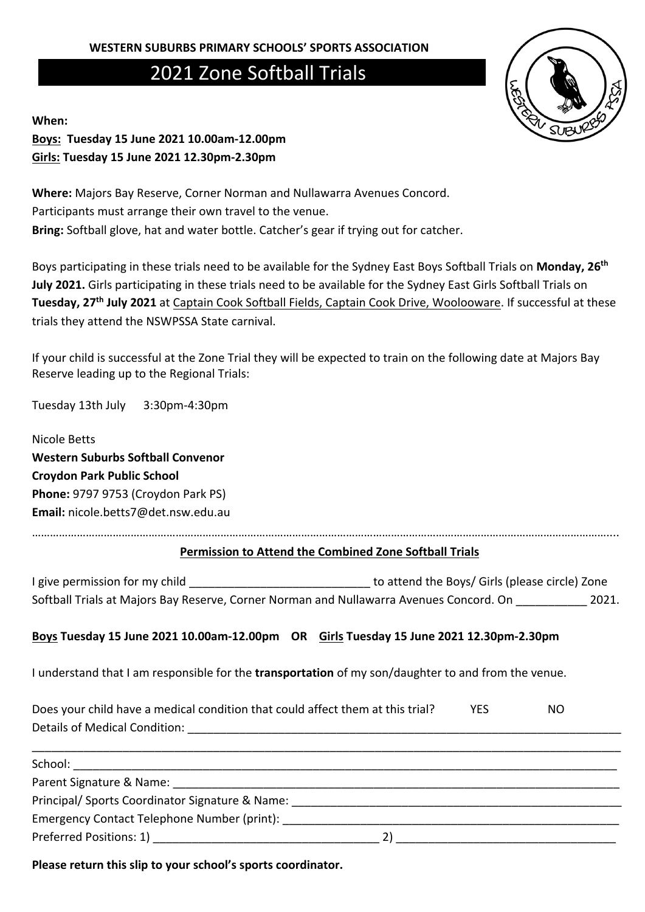**WESTERN SUBURBS PRIMARY SCHOOLS' SPORTS ASSOCIATION**

# 2021 Zone Softball Trials

**When:**

**Boys: Tuesday 15 June 2021 10.00am-12.00pm**
**Girls: Tuesday 15 June 2021 12.30pm-2.30pm**

**Where:** Majors Bay Reserve, Corner Norman and Nullawarra Avenues Concord.
Participants must arrange their own travel to the venue.
**Bring:** Softball glove, hat and water bottle. Catcher's gear if trying out for catcher.

Boys participating in these trials need to be available for the Sydney East Boys Softball Trials on **Monday, 26th July 2021.** Girls participating in these trials need to be available for the Sydney East Girls Softball Trials on **Tuesday, 27th July 2021** at Captain Cook Softball Fields, Captain Cook Drive, Woolooware. If successful at these trials they attend the NSWPSSA State carnival.

If your child is successful at the Zone Trial they will be expected to train on the following date at Majors Bay Reserve leading up to the Regional Trials:

Tuesday 13th July 3:30pm-4:30pm

Nicole Betts
**Western Suburbs Softball Convenor**
**Croydon Park Public School**
**Phone:** 9797 9753 (Croydon Park PS)
**Email:** nicole.betts7@det.nsw.edu.au

…………………………………………………………………………………………………………………………………………………………

**Permission to Attend the Combined Zone Softball Trials**

I give permission for my child ____________________________ to attend the Boys/ Girls (please circle) Zone Softball Trials at Majors Bay Reserve, Corner Norman and Nullawarra Avenues Concord. On ___________ 2021.

**Boys Tuesday 15 June 2021 10.00am-12.00pm OR Girls Tuesday 15 June 2021 12.30pm-2.30pm**

I understand that I am responsible for the **transportation** of my son/daughter to and from the venue.

Does your child have a medical condition that could affect them at this trial? YES NO
Details of Medical Condition: ______________________________________________________________________
_____________________________________________________________________________________________

School: ______________________________________________________________________________________
Parent Signature & Name: _________________________________________________________________________
Principal/ Sports Coordinator Signature & Name: _______________________________________________________
Emergency Contact Telephone Number (print): _________________________________________________________
Preferred Positions: 1) __________________________________ 2) _________________________________

**Please return this slip to your school's sports coordinator.**